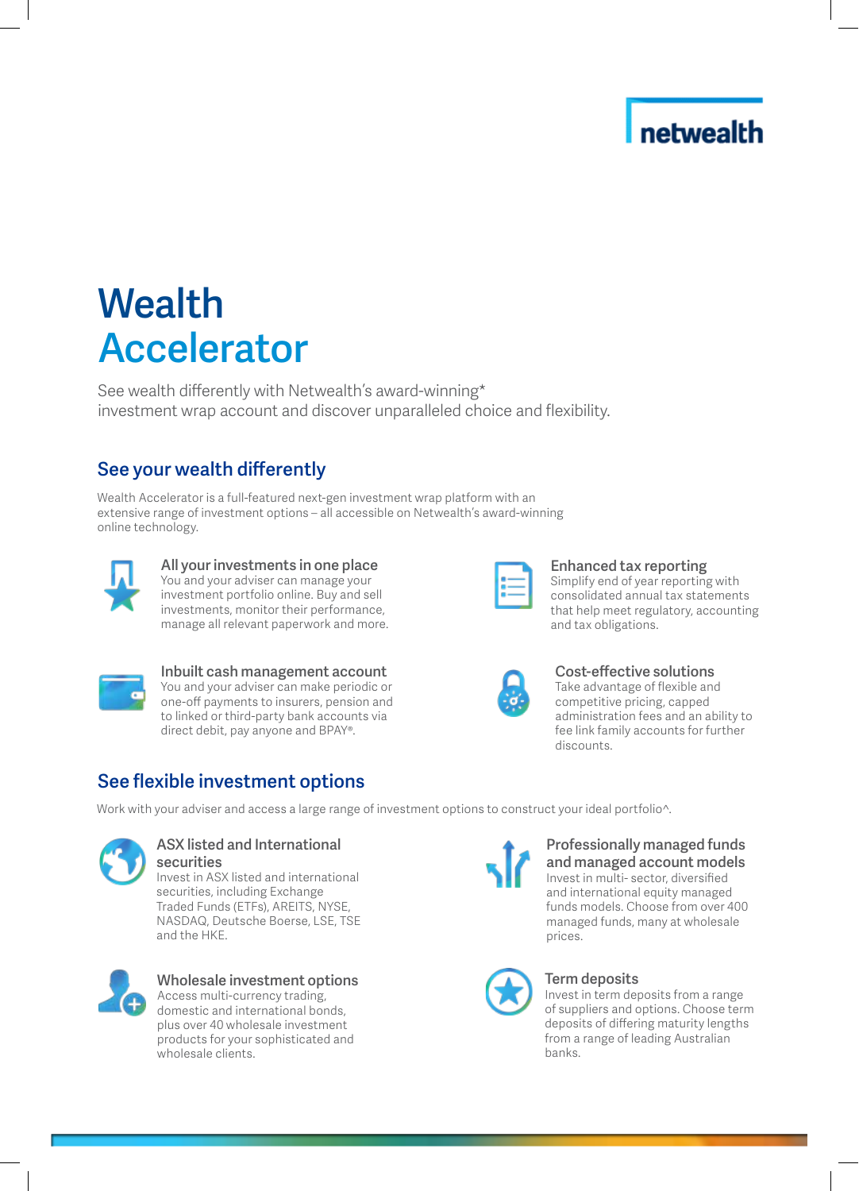netwealth

# Wealth Accelerator

See wealth differently with Netwealth's award-winning* investment wrap account and discover unparalleled choice and flexibility.

## See your wealth differently

Wealth Accelerator is a full-featured next-gen investment wrap platform with an extensive range of investment options – all accessible on Netwealth's award-winning online technology.

### All your investments in one place

You and your adviser can manage your investment portfolio online. Buy and sell investments, monitor their performance, manage all relevant paperwork and more.

### Enhanced tax reporting

Simplify end of year reporting with consolidated annual tax statements that help meet regulatory, accounting and tax obligations.

### Inbuilt cash management account

You and your adviser can make periodic or one-off payments to insurers, pension and to linked or third-party bank accounts via direct debit, pay anyone and BPAY®.

### Cost-effective solutions

Take advantage of flexible and competitive pricing, capped administration fees and an ability to fee link family accounts for further discounts.

## See flexible investment options

Work with your adviser and access a large range of investment options to construct your ideal portfolio^.

### ASX listed and International securities

Invest in ASX listed and international securities, including Exchange Traded Funds (ETFs), AREITS, NYSE, NASDAQ, Deutsche Boerse, LSE, TSE and the HKE.

### Professionally managed funds and managed account models

Invest in multi- sector, diversified and international equity managed funds models. Choose from over 400 managed funds, many at wholesale prices.

### Wholesale investment options

Access multi-currency trading, domestic and international bonds, plus over 40 wholesale investment products for your sophisticated and wholesale clients.

### Term deposits

Invest in term deposits from a range of suppliers and options. Choose term deposits of differing maturity lengths from a range of leading Australian banks.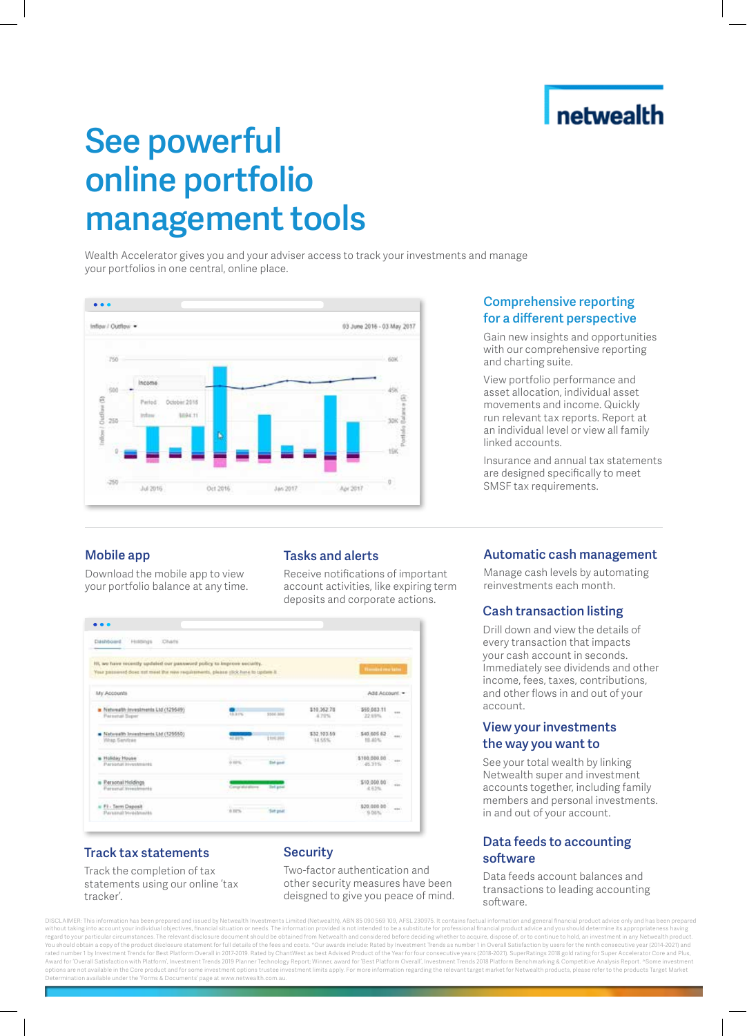netwealth

# See powerful online portfolio management tools

Wealth Accelerator gives you and your adviser access to track your investments and manage your portfolios in one central, online place.

Inflow / Outflow
03 June 2016 - 03 May 2017
750
500
250
0
-250
60K
45K
30K
15K
0
Inflow / Outflow ($)
Portfolio Balance ($)
Income
Period October 2016
Inflow $694.11
Jul 2016
Oct 2016
Jan 2017
Apr 2017

## Comprehensive reporting for a different perspective

Gain new insights and opportunities with our comprehensive reporting and charting suite.

View portfolio performance and asset allocation, individual asset movements and income. Quickly run relevant tax reports. Report at an individual level or view all family linked accounts.

Insurance and annual tax statements are designed specifically to meet SMSF tax requirements.

## Mobile app

Download the mobile app to view your portfolio balance at any time.

## Tasks and alerts

Receive notifications of important account activities, like expiring term deposits and corporate actions.

## Automatic cash management

Manage cash levels by automating reinvestments each month.

## Cash transaction listing

Drill down and view the details of every transaction that impacts your cash account in seconds. Immediately see dividends and other income, fees, taxes, contributions, and other flows in and out of your account.

## View your investments the way you want to

See your total wealth by linking Netwealth super and investment accounts together, including family members and personal investments. in and out of your account.

## Track tax statements

Track the completion of tax statements using our online 'tax tracker'.

## Security

Two-factor authentication and other security measures have been deisgned to give you peace of mind.

## Data feeds to accounting software

Data feeds account balances and transactions to leading accounting software.

DISCLAIMER: This information has been prepared and issued by Netwealth Investments Limited (Netwealth), ABN 85 090 569 109, AFSL 230975. It contains factual information and general financial product advice only and has been prepared without taking into account your individual objectives, financial situation or needs. The information provided is not intended to be a substitute for professional financial product advice and you should determine its appropriateness having regard to your particular circumstances. The relevant disclosure document should be obtained from Netwealth and considered before deciding whether to acquire, dispose of, or to continue to hold, an investment in any Netwealth product. You should obtain a copy of the product disclosure statement for full details of the fees and costs. *Our awards include: Rated by Investment Trends as number 1 in Overall Satisfaction by users for the ninth consecutive year (2014-2021) and rated number 1 by Investment Trends for Best Platform Overall in 2017-2019. Rated by ChantWest as best Advised Product of the Year for four consecutive years (2018-2021). SuperRatings 2018 gold rating for Super Accelerator Core and Plus, Award for 'Overall Satisfaction with Platform', Investment Trends 2019 Planner Technology Report; Winner, award for 'Best Platform Overall', Investment Trends 2018 Platform Benchmarking & Competitive Analysis Report. ^Some investment options are not available in the Core product and for some investment options trustee investment limits apply. For more information regarding the relevant target market for Netwealth products, please refer to the products Target Market Determination available under the 'Forms & Documents' page at www.netwealth.com.au.